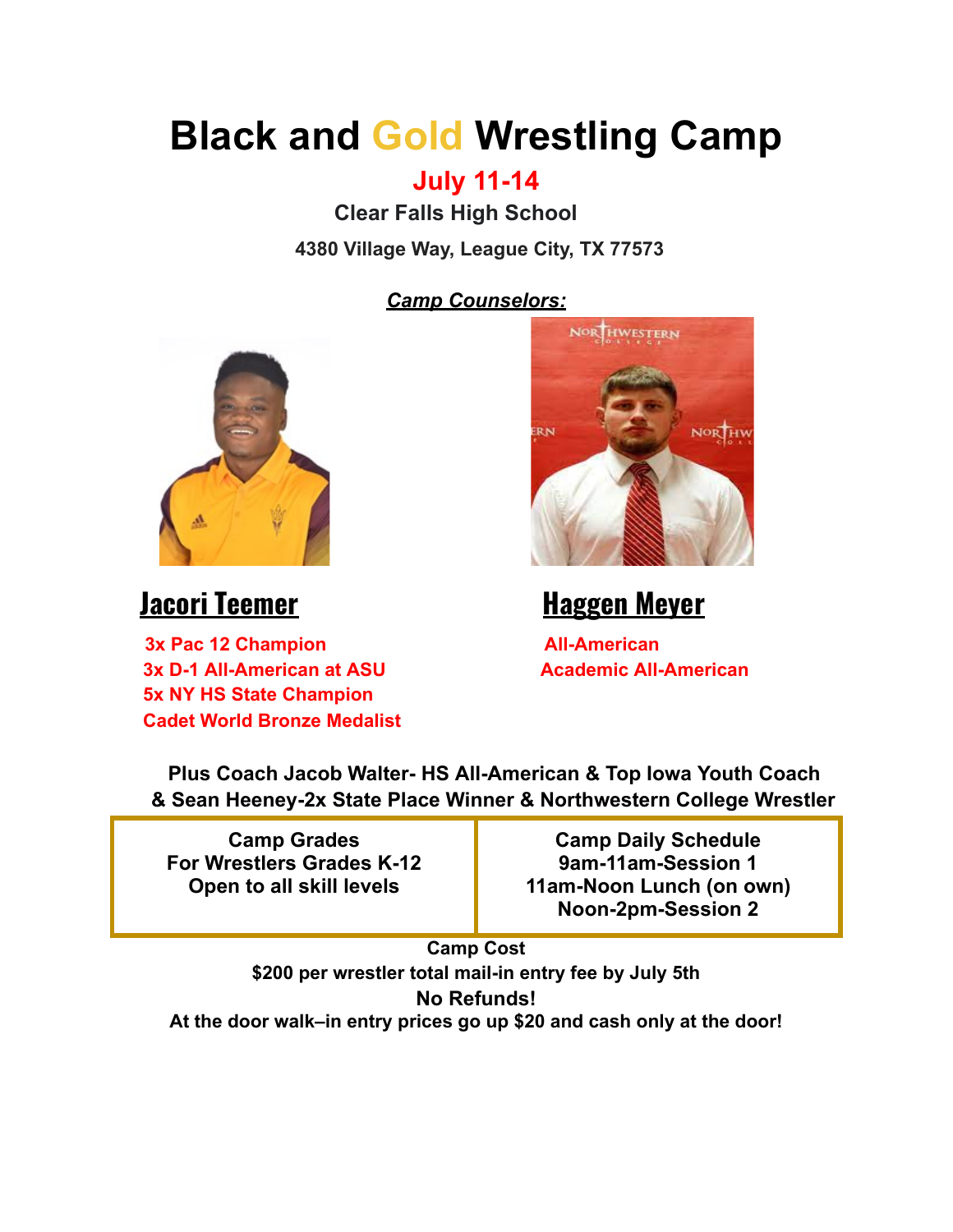# Black and Gold Wrestling Camp

## July 11-14

**Clear Falls High School**

**4380 Village Way, League City, TX 77573**

***Camp Counselors:***

## Jacori Teemer

3x Pac 12 Champion
3x D-1 All-American at ASU
5x NY HS State Champion
Cadet World Bronze Medalist

## Haggen Meyer

All-American
Academic All-American

**Plus Coach Jacob Walter- HS All-American & Top Iowa Youth Coach & Sean Heeney-2x State Place Winner & Northwestern College Wrestler**

| Camp Grades<br>For Wrestlers Grades K-12<br>Open to all skill levels | Camp Daily Schedule<br>9am-11am-Session 1<br>11am-Noon Lunch (on own)<br>Noon-2pm-Session 2 |
|---|---|

**Camp Cost**

**$200 per wrestler total mail-in entry fee by July 5th**

**No Refunds!**

**At the door walk–in entry prices go up $20 and cash only at the door!**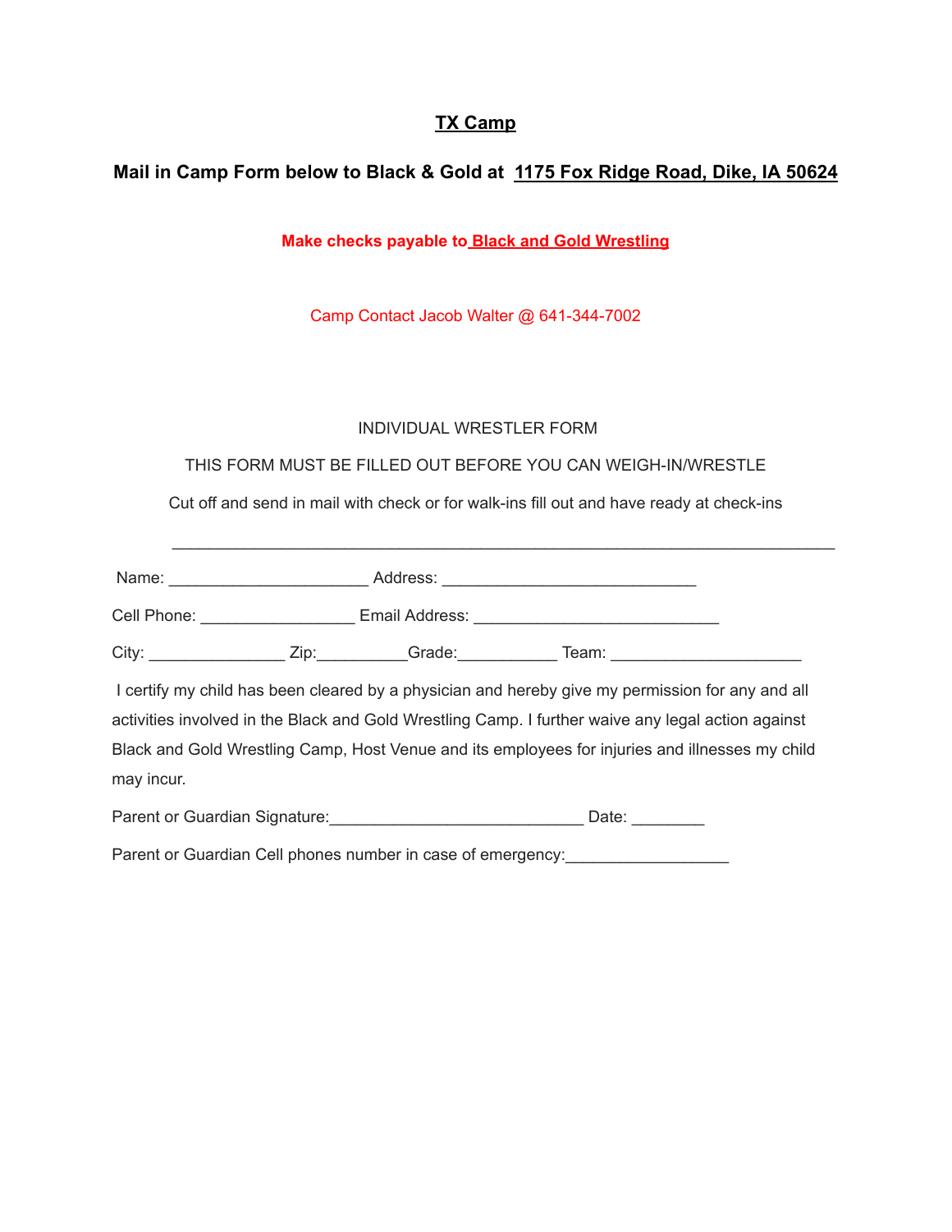# TX Camp

## Mail in Camp Form below to Black & Gold at 1175 Fox Ridge Road, Dike, IA 50624

**Make checks payable to Black and Gold Wrestling**

Camp Contact Jacob Walter @ 641-344-7002

INDIVIDUAL WRESTLER FORM

THIS FORM MUST BE FILLED OUT BEFORE YOU CAN WEIGH-IN/WRESTLE

Cut off and send in mail with check or for walk-ins fill out and have ready at check-ins

---

Name: ______________________ Address: ____________________________

Cell Phone: _________________ Email Address: ___________________________

City: _______________ Zip:__________Grade:___________ Team: _____________________

I certify my child has been cleared by a physician and hereby give my permission for any and all activities involved in the Black and Gold Wrestling Camp. I further waive any legal action against Black and Gold Wrestling Camp, Host Venue and its employees for injuries and illnesses my child may incur.

Parent or Guardian Signature:____________________________ Date: ________

Parent or Guardian Cell phones number in case of emergency:__________________